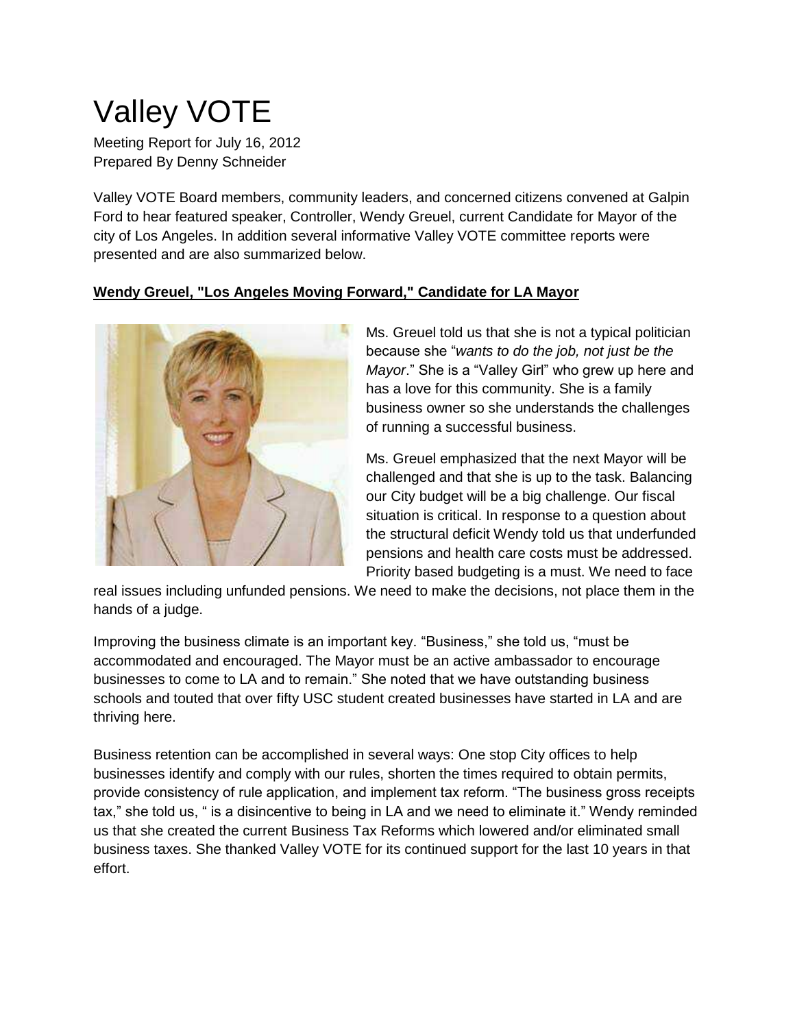# Valley VOTE

Meeting Report for July 16, 2012
Prepared By Denny Schneider

Valley VOTE Board members, community leaders, and concerned citizens convened at Galpin Ford to hear featured speaker, Controller, Wendy Greuel, current Candidate for Mayor of the city of Los Angeles. In addition several informative Valley VOTE committee reports were presented and are also summarized below.

## **Wendy Greuel, "Los Angeles Moving Forward," Candidate for LA Mayor**

Ms. Greuel told us that she is not a typical politician because she "*wants to do the job, not just be the Mayor*." She is a "Valley Girl" who grew up here and has a love for this community. She is a family business owner so she understands the challenges of running a successful business.

Ms. Greuel emphasized that the next Mayor will be challenged and that she is up to the task. Balancing our City budget will be a big challenge. Our fiscal situation is critical. In response to a question about the structural deficit Wendy told us that underfunded pensions and health care costs must be addressed. Priority based budgeting is a must. We need to face real issues including unfunded pensions. We need to make the decisions, not place them in the hands of a judge.

Improving the business climate is an important key. "Business," she told us, "must be accommodated and encouraged. The Mayor must be an active ambassador to encourage businesses to come to LA and to remain." She noted that we have outstanding business schools and touted that over fifty USC student created businesses have started in LA and are thriving here.

Business retention can be accomplished in several ways: One stop City offices to help businesses identify and comply with our rules, shorten the times required to obtain permits, provide consistency of rule application, and implement tax reform. "The business gross receipts tax," she told us, " is a disincentive to being in LA and we need to eliminate it." Wendy reminded us that she created the current Business Tax Reforms which lowered and/or eliminated small business taxes. She thanked Valley VOTE for its continued support for the last 10 years in that effort.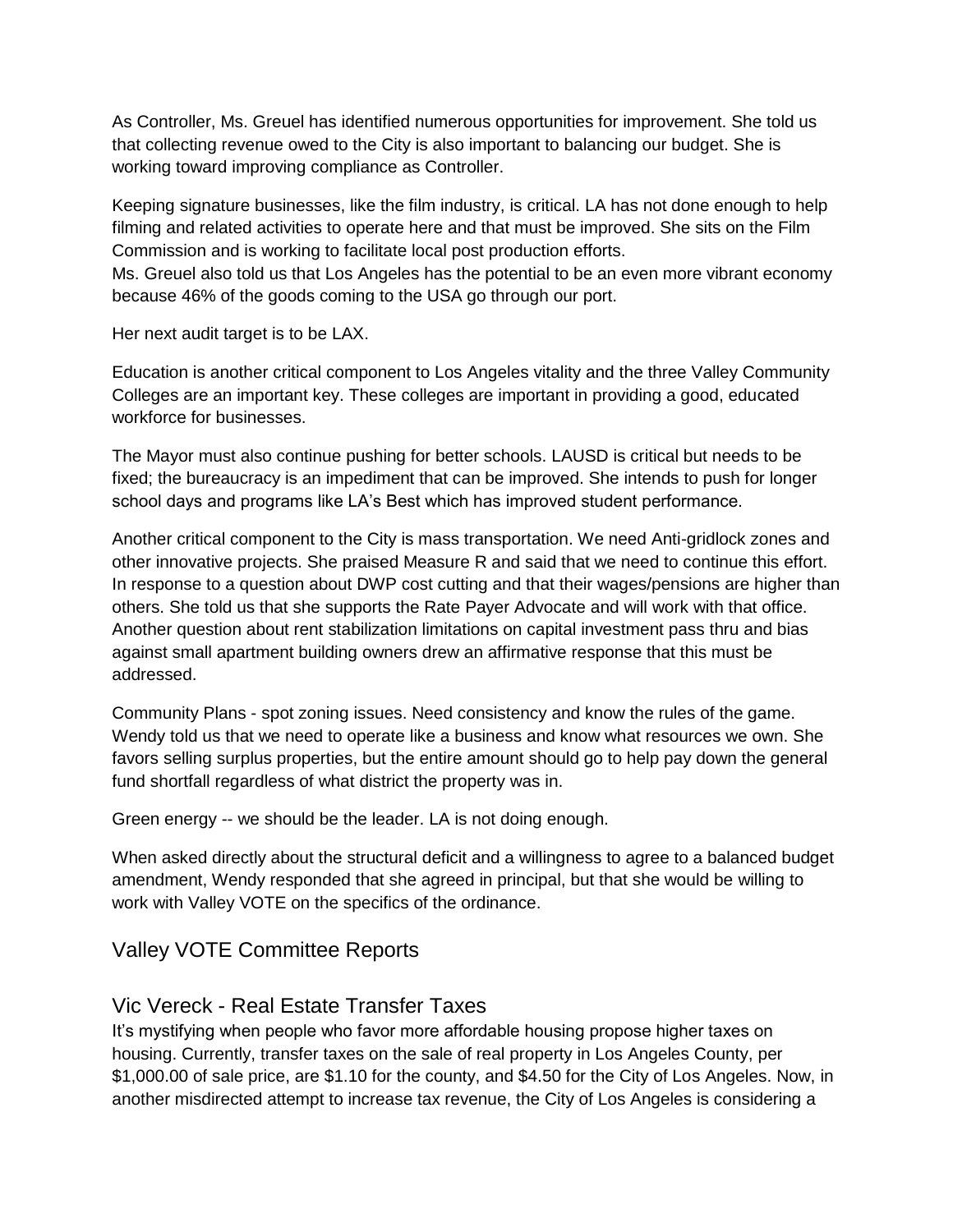As Controller, Ms. Greuel has identified numerous opportunities for improvement. She told us that collecting revenue owed to the City is also important to balancing our budget. She is working toward improving compliance as Controller.

Keeping signature businesses, like the film industry, is critical. LA has not done enough to help filming and related activities to operate here and that must be improved. She sits on the Film Commission and is working to facilitate local post production efforts.
Ms. Greuel also told us that Los Angeles has the potential to be an even more vibrant economy because 46% of the goods coming to the USA go through our port.

Her next audit target is to be LAX.

Education is another critical component to Los Angeles vitality and the three Valley Community Colleges are an important key. These colleges are important in providing a good, educated workforce for businesses.

The Mayor must also continue pushing for better schools. LAUSD is critical but needs to be fixed; the bureaucracy is an impediment that can be improved. She intends to push for longer school days and programs like LA's Best which has improved student performance.

Another critical component to the City is mass transportation. We need Anti-gridlock zones and other innovative projects. She praised Measure R and said that we need to continue this effort.
In response to a question about DWP cost cutting and that their wages/pensions are higher than others. She told us that she supports the Rate Payer Advocate and will work with that office.
Another question about rent stabilization limitations on capital investment pass thru and bias against small apartment building owners drew an affirmative response that this must be addressed.

Community Plans - spot zoning issues. Need consistency and know the rules of the game. Wendy told us that we need to operate like a business and know what resources we own. She favors selling surplus properties, but the entire amount should go to help pay down the general fund shortfall regardless of what district the property was in.

Green energy -- we should be the leader. LA is not doing enough.

When asked directly about the structural deficit and a willingness to agree to a balanced budget amendment, Wendy responded that she agreed in principal, but that she would be willing to work with Valley VOTE on the specifics of the ordinance.

## Valley VOTE Committee Reports

## Vic Vereck - Real Estate Transfer Taxes

It's mystifying when people who favor more affordable housing propose higher taxes on housing. Currently, transfer taxes on the sale of real property in Los Angeles County, per $1,000.00 of sale price, are $1.10 for the county, and $4.50 for the City of Los Angeles. Now, in another misdirected attempt to increase tax revenue, the City of Los Angeles is considering a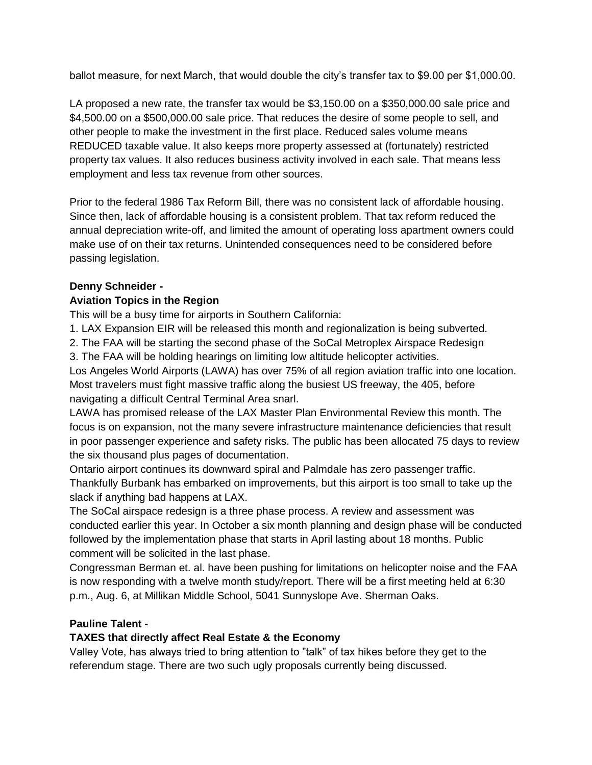ballot measure, for next March, that would double the city's transfer tax to $9.00 per $1,000.00.

LA proposed a new rate, the transfer tax would be $3,150.00 on a $350,000.00 sale price and $4,500.00 on a $500,000.00 sale price. That reduces the desire of some people to sell, and other people to make the investment in the first place. Reduced sales volume means REDUCED taxable value. It also keeps more property assessed at (fortunately) restricted property tax values. It also reduces business activity involved in each sale. That means less employment and less tax revenue from other sources.

Prior to the federal 1986 Tax Reform Bill, there was no consistent lack of affordable housing. Since then, lack of affordable housing is a consistent problem. That tax reform reduced the annual depreciation write-off, and limited the amount of operating loss apartment owners could make use of on their tax returns. Unintended consequences need to be considered before passing legislation.

**Denny Schneider -**

**Aviation Topics in the Region**

This will be a busy time for airports in Southern California:

1. LAX Expansion EIR will be released this month and regionalization is being subverted.
2. The FAA will be starting the second phase of the SoCal Metroplex Airspace Redesign
3. The FAA will be holding hearings on limiting low altitude helicopter activities.

Los Angeles World Airports (LAWA) has over 75% of all region aviation traffic into one location. Most travelers must fight massive traffic along the busiest US freeway, the 405, before navigating a difficult Central Terminal Area snarl.

LAWA has promised release of the LAX Master Plan Environmental Review this month. The focus is on expansion, not the many severe infrastructure maintenance deficiencies that result in poor passenger experience and safety risks. The public has been allocated 75 days to review the six thousand plus pages of documentation.

Ontario airport continues its downward spiral and Palmdale has zero passenger traffic. Thankfully Burbank has embarked on improvements, but this airport is too small to take up the slack if anything bad happens at LAX.

The SoCal airspace redesign is a three phase process. A review and assessment was conducted earlier this year. In October a six month planning and design phase will be conducted followed by the implementation phase that starts in April lasting about 18 months. Public comment will be solicited in the last phase.

Congressman Berman et. al. have been pushing for limitations on helicopter noise and the FAA is now responding with a twelve month study/report. There will be a first meeting held at 6:30 p.m., Aug. 6, at Millikan Middle School, 5041 Sunnyslope Ave. Sherman Oaks.

**Pauline Talent -**

**TAXES that directly affect Real Estate & the Economy**

Valley Vote, has always tried to bring attention to "talk" of tax hikes before they get to the referendum stage. There are two such ugly proposals currently being discussed.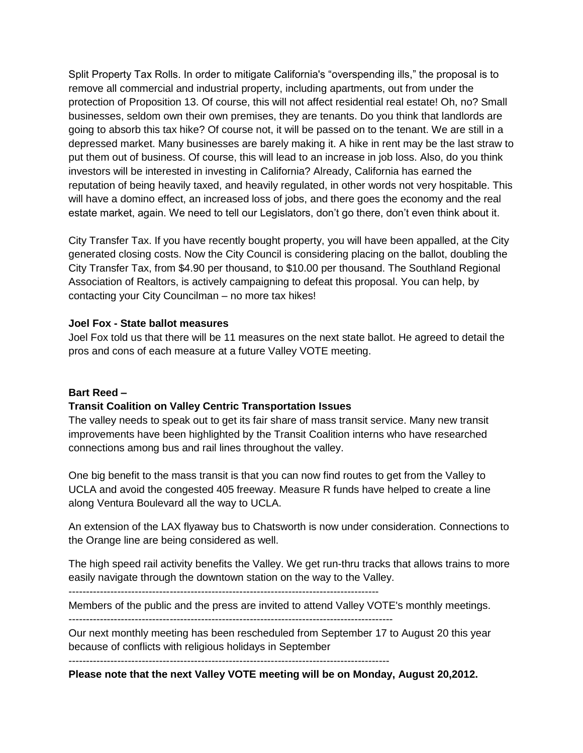Split Property Tax Rolls. In order to mitigate California's "overspending ills," the proposal is to remove all commercial and industrial property, including apartments, out from under the protection of Proposition 13. Of course, this will not affect residential real estate! Oh, no? Small businesses, seldom own their own premises, they are tenants. Do you think that landlords are going to absorb this tax hike? Of course not, it will be passed on to the tenant. We are still in a depressed market. Many businesses are barely making it. A hike in rent may be the last straw to put them out of business. Of course, this will lead to an increase in job loss. Also, do you think investors will be interested in investing in California? Already, California has earned the reputation of being heavily taxed, and heavily regulated, in other words not very hospitable. This will have a domino effect, an increased loss of jobs, and there goes the economy and the real estate market, again. We need to tell our Legislators, don't go there, don't even think about it.

City Transfer Tax. If you have recently bought property, you will have been appalled, at the City generated closing costs. Now the City Council is considering placing on the ballot, doubling the City Transfer Tax, from $4.90 per thousand, to $10.00 per thousand. The Southland Regional Association of Realtors, is actively campaigning to defeat this proposal. You can help, by contacting your City Councilman – no more tax hikes!

**Joel Fox - State ballot measures**

Joel Fox told us that there will be 11 measures on the next state ballot. He agreed to detail the pros and cons of each measure at a future Valley VOTE meeting.

**Bart Reed –**

**Transit Coalition on Valley Centric Transportation Issues**

The valley needs to speak out to get its fair share of mass transit service. Many new transit improvements have been highlighted by the Transit Coalition interns who have researched connections among bus and rail lines throughout the valley.

One big benefit to the mass transit is that you can now find routes to get from the Valley to UCLA and avoid the congested 405 freeway. Measure R funds have helped to create a line along Ventura Boulevard all the way to UCLA.

An extension of the LAX flyaway bus to Chatsworth is now under consideration. Connections to the Orange line are being considered as well.

The high speed rail activity benefits the Valley. We get run-thru tracks that allows trains to more easily navigate through the downtown station on the way to the Valley.

-----------------------------------------------------------------------------------------

Members of the public and the press are invited to attend Valley VOTE's monthly meetings.

---------------------------------------------------------------------------------------------

Our next monthly meeting has been rescheduled from September 17 to August 20 this year because of conflicts with religious holidays in September

---------------------------------------------------------------------------------------------

**Please note that the next Valley VOTE meeting will be on Monday, August 20,2012.**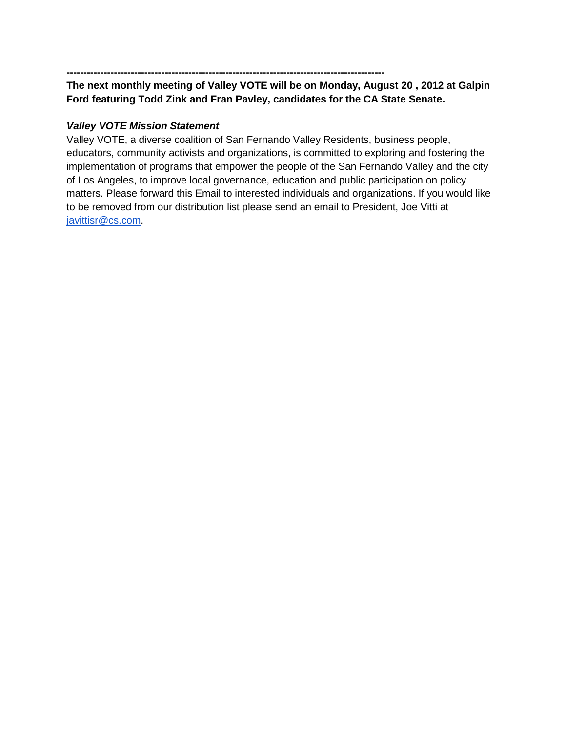-----------------------------------------------------------------------------------------------

**The next monthly meeting of Valley VOTE will be on Monday, August 20 , 2012 at Galpin Ford featuring Todd Zink and Fran Pavley, candidates for the CA State Senate.**

***Valley VOTE Mission Statement***

Valley VOTE, a diverse coalition of San Fernando Valley Residents, business people, educators, community activists and organizations, is committed to exploring and fostering the implementation of programs that empower the people of the San Fernando Valley and the city of Los Angeles, to improve local governance, education and public participation on policy matters. Please forward this Email to interested individuals and organizations. If you would like to be removed from our distribution list please send an email to President, Joe Vitti at [javittisr@cs.com](mailto:javittisr@cs.com).